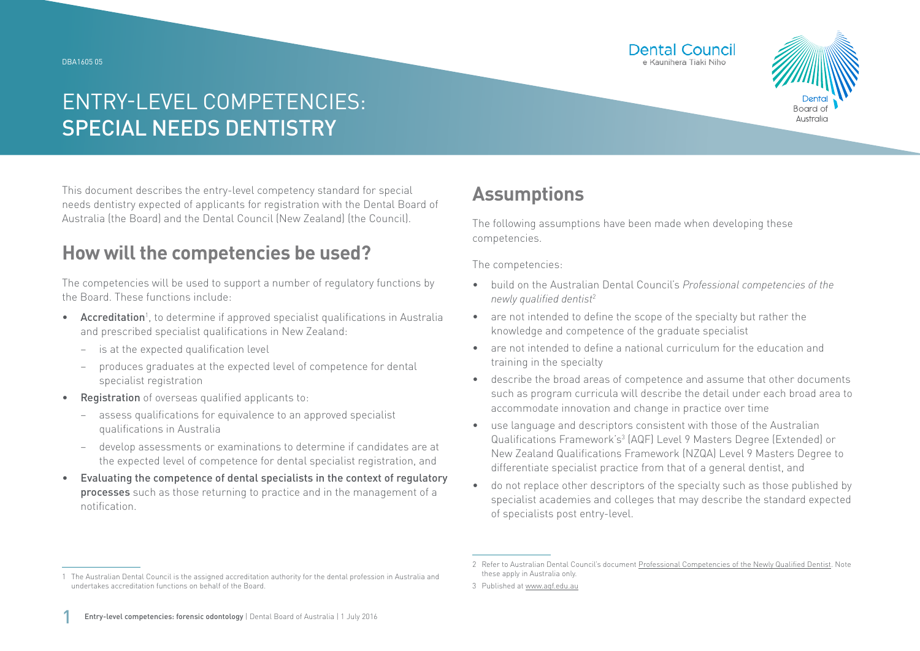# ENTRY-LEVEL COMPETENCIES: SPECIAL NEEDS DENTISTRY

This document describes the entry-level competency standard for special needs dentistry expected of applicants for registration with the Dental Board of Australia (the Board) and the Dental Council (New Zealand) (the Council).

## How will the competencies be used?

The competencies will be used to support a number of regulatory functions by the Board. These functions include:

- **Accreditation**[1], to determine if approved specialist qualifications in Australia and prescribed specialist qualifications in New Zealand:
  - is at the expected qualification level
  - produces graduates at the expected level of competence for dental specialist registration
- **Registration** of overseas qualified applicants to:
  - assess qualifications for equivalence to an approved specialist qualifications in Australia
  - develop assessments or examinations to determine if candidates are at the expected level of competence for dental specialist registration, and
- **Evaluating the competence of dental specialists in the context of regulatory processes** such as those returning to practice and in the management of a notification.

## Assumptions

The following assumptions have been made when developing these competencies.

The competencies:

- build on the Australian Dental Council's *Professional competencies of the newly qualified dentist*[2]
- are not intended to define the scope of the specialty but rather the knowledge and competence of the graduate specialist
- are not intended to define a national curriculum for the education and training in the specialty
- describe the broad areas of competence and assume that other documents such as program curricula will describe the detail under each broad area to accommodate innovation and change in practice over time
- use language and descriptors consistent with those of the Australian Qualifications Framework's[3] (AQF) Level 9 Masters Degree (Extended) or New Zealand Qualifications Framework (NZQA) Level 9 Masters Degree to differentiate specialist practice from that of a general dentist, and
- do not replace other descriptors of the specialty such as those published by specialist academies and colleges that may describe the standard expected of specialists post entry-level.

---

1 The Australian Dental Council is the assigned accreditation authority for the dental profession in Australia and undertakes accreditation functions on behalf of the Board.

2 Refer to Australian Dental Council's document Professional Competencies of the Newly Qualified Dentist. Note these apply in Australia only.

3 Published at www.aqf.edu.au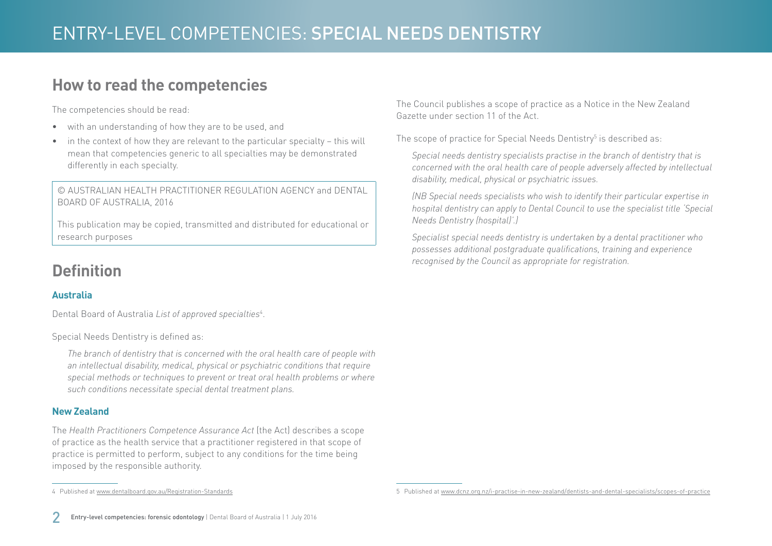## How to read the competencies

The competencies should be read:

- with an understanding of how they are to be used, and
- in the context of how they are relevant to the particular specialty – this will mean that competencies generic to all specialties may be demonstrated differently in each specialty.

© AUSTRALIAN HEALTH PRACTITIONER REGULATION AGENCY and DENTAL BOARD OF AUSTRALIA, 2016

This publication may be copied, transmitted and distributed for educational or research purposes

## Definition

### Australia

Dental Board of Australia *List of approved specialties*[4].

Special Needs Dentistry is defined as:

> *The branch of dentistry that is concerned with the oral health care of people with an intellectual disability, medical, physical or psychiatric conditions that require special methods or techniques to prevent or treat oral health problems or where such conditions necessitate special dental treatment plans.*

### New Zealand

The *Health Practitioners Competence Assurance Act* (the Act) describes a scope of practice as the health service that a practitioner registered in that scope of practice is permitted to perform, subject to any conditions for the time being imposed by the responsible authority.

The Council publishes a scope of practice as a Notice in the New Zealand Gazette under section 11 of the Act.

The scope of practice for Special Needs Dentistry[5] is described as:

> *Special needs dentistry specialists practise in the branch of dentistry that is concerned with the oral health care of people adversely affected by intellectual disability, medical, physical or psychiatric issues.*
>
> *(NB Special needs specialists who wish to identify their particular expertise in hospital dentistry can apply to Dental Council to use the specialist title 'Special Needs Dentistry (hospital)'.)*
>
> *Specialist special needs dentistry is undertaken by a dental practitioner who possesses additional postgraduate qualifications, training and experience recognised by the Council as appropriate for registration.*

---

4 Published at www.dentalboard.gov.au/Registration-Standards

5 Published at www.dcnz.org.nz/i-practise-in-new-zealand/dentists-and-dental-specialists/scopes-of-practice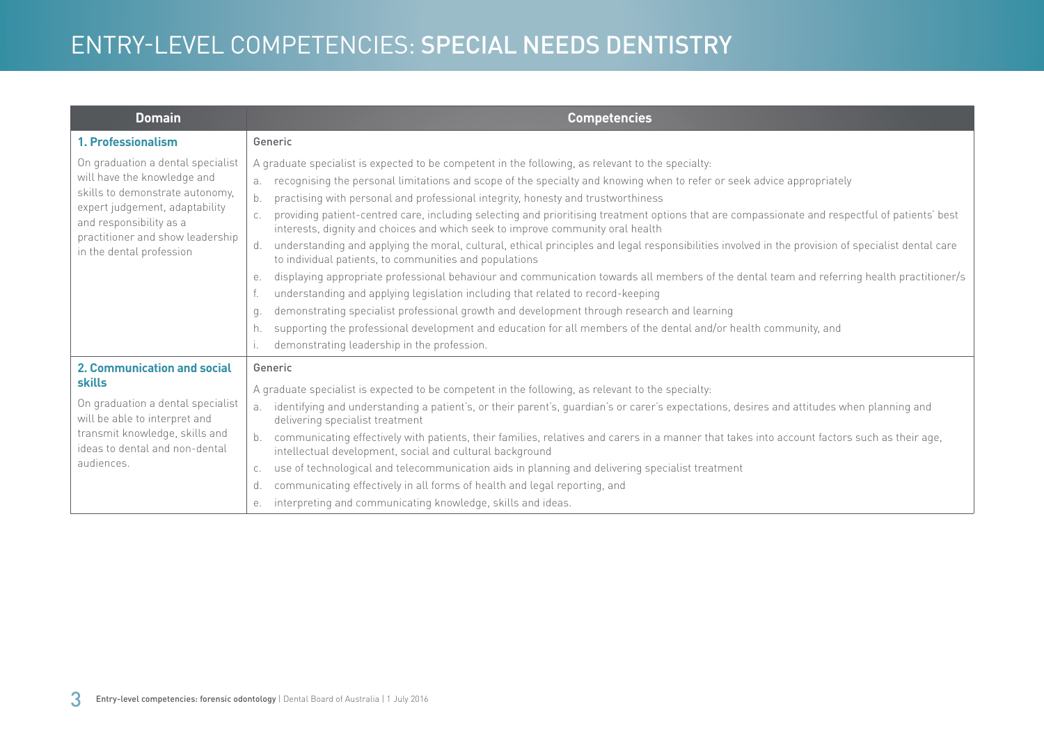# ENTRY-LEVEL COMPETENCIES: SPECIAL NEEDS DENTISTRY

| Domain | Competencies |
| --- | --- |
| **1. Professionalism**<br><br>On graduation a dental specialist will have the knowledge and skills to demonstrate autonomy, expert judgement, adaptability and responsibility as a practitioner and show leadership in the dental profession | Generic<br><br>A graduate specialist is expected to be competent in the following, as relevant to the specialty:<br>a. recognising the personal limitations and scope of the specialty and knowing when to refer or seek advice appropriately<br>b. practising with personal and professional integrity, honesty and trustworthiness<br>c. providing patient-centred care, including selecting and prioritising treatment options that are compassionate and respectful of patients' best interests, dignity and choices and which seek to improve community oral health<br>d. understanding and applying the moral, cultural, ethical principles and legal responsibilities involved in the provision of specialist dental care to individual patients, to communities and populations<br>e. displaying appropriate professional behaviour and communication towards all members of the dental team and referring health practitioner/s<br>f. understanding and applying legislation including that related to record-keeping<br>g. demonstrating specialist professional growth and development through research and learning<br>h. supporting the professional development and education for all members of the dental and/or health community, and<br>i. demonstrating leadership in the profession. |
| **2. Communication and social skills**<br><br>On graduation a dental specialist will be able to interpret and transmit knowledge, skills and ideas to dental and non-dental audiences. | Generic<br><br>A graduate specialist is expected to be competent in the following, as relevant to the specialty:<br>a. identifying and understanding a patient's, or their parent's, guardian's or carer's expectations, desires and attitudes when planning and delivering specialist treatment<br>b. communicating effectively with patients, their families, relatives and carers in a manner that takes into account factors such as their age, intellectual development, social and cultural background<br>c. use of technological and telecommunication aids in planning and delivering specialist treatment<br>d. communicating effectively in all forms of health and legal reporting, and<br>e. interpreting and communicating knowledge, skills and ideas. |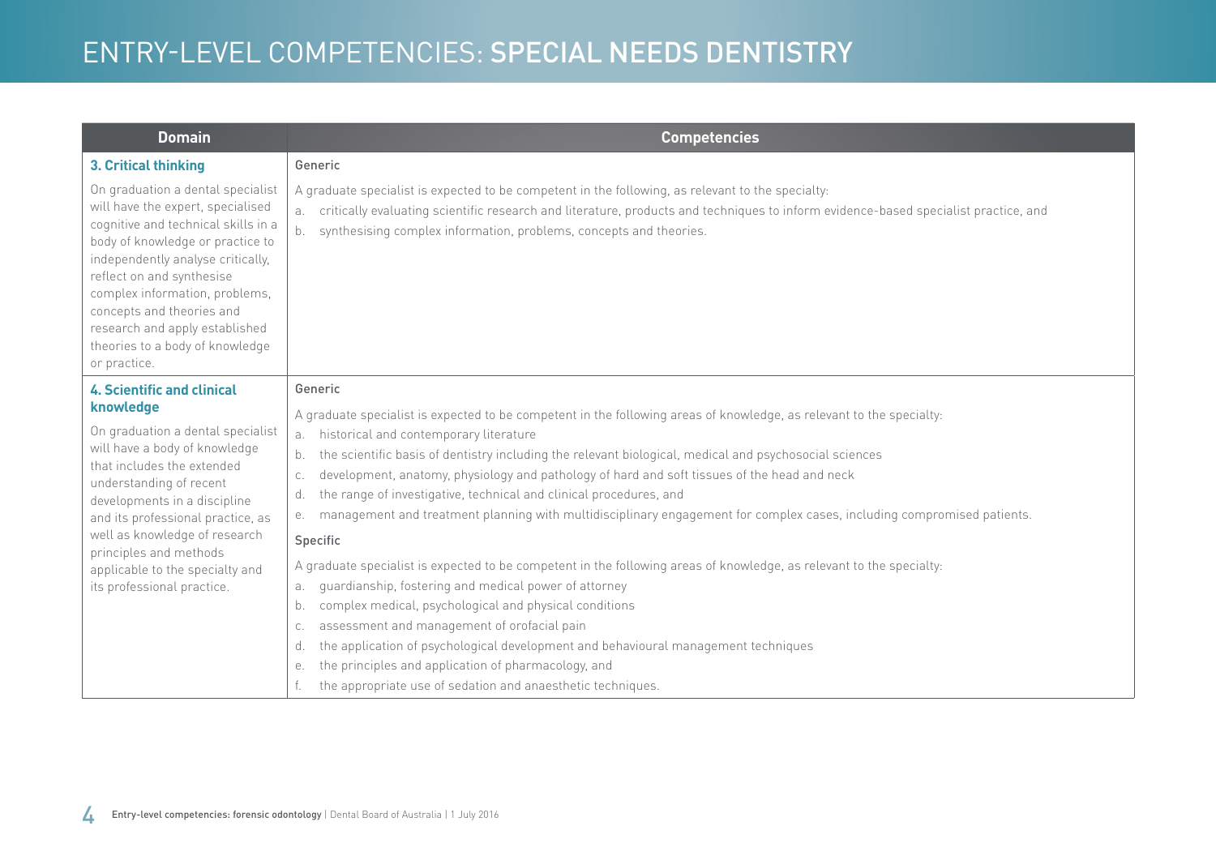# ENTRY-LEVEL COMPETENCIES: **SPECIAL NEEDS DENTISTRY**

| Domain | Competencies |
|---|---|
| **3. Critical thinking**<br><br>On graduation a dental specialist will have the expert, specialised cognitive and technical skills in a body of knowledge or practice to independently analyse critically, reflect on and synthesise complex information, problems, concepts and theories and research and apply established theories to a body of knowledge or practice. | Generic<br><br>A graduate specialist is expected to be competent in the following, as relevant to the specialty:<br>a. critically evaluating scientific research and literature, products and techniques to inform evidence-based specialist practice, and<br>b. synthesising complex information, problems, concepts and theories. |
| **4. Scientific and clinical knowledge**<br><br>On graduation a dental specialist will have a body of knowledge that includes the extended understanding of recent developments in a discipline and its professional practice, as well as knowledge of research principles and methods applicable to the specialty and its professional practice. | Generic<br><br>A graduate specialist is expected to be competent in the following areas of knowledge, as relevant to the specialty:<br>a. historical and contemporary literature<br>b. the scientific basis of dentistry including the relevant biological, medical and psychosocial sciences<br>c. development, anatomy, physiology and pathology of hard and soft tissues of the head and neck<br>d. the range of investigative, technical and clinical procedures, and<br>e. management and treatment planning with multidisciplinary engagement for complex cases, including compromised patients.<br><br>Specific<br><br>A graduate specialist is expected to be competent in the following areas of knowledge, as relevant to the specialty:<br>a. guardianship, fostering and medical power of attorney<br>b. complex medical, psychological and physical conditions<br>c. assessment and management of orofacial pain<br>d. the application of psychological development and behavioural management techniques<br>e. the principles and application of pharmacology, and<br>f. the appropriate use of sedation and anaesthetic techniques. |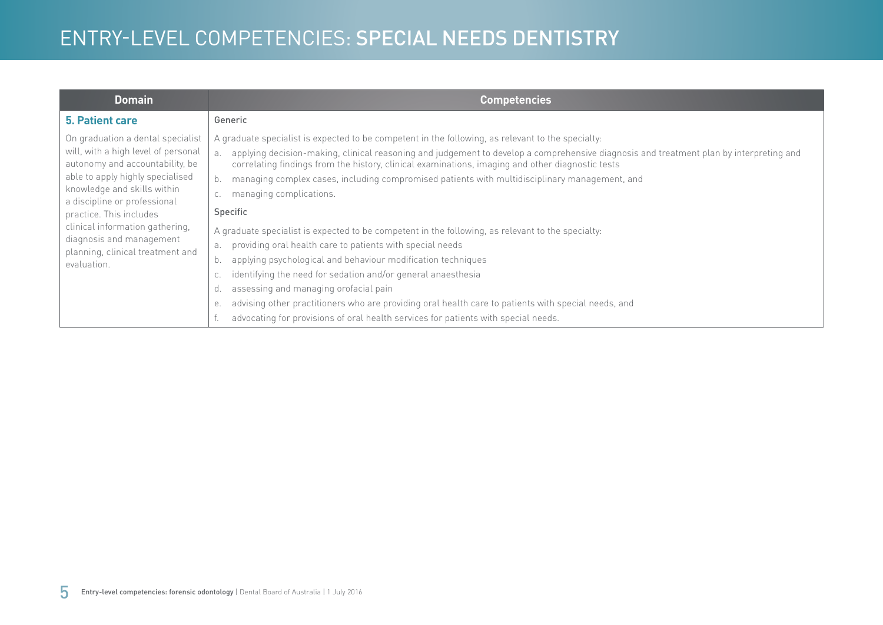# ENTRY-LEVEL COMPETENCIES: SPECIAL NEEDS DENTISTRY

| Domain | Competencies |
|---|---|
| **5. Patient care**<br><br>On graduation a dental specialist will, with a high level of personal autonomy and accountability, be able to apply highly specialised knowledge and skills within a discipline or professional practice. This includes clinical information gathering, diagnosis and management planning, clinical treatment and evaluation. | Generic<br><br>A graduate specialist is expected to be competent in the following, as relevant to the specialty:<br>a. applying decision-making, clinical reasoning and judgement to develop a comprehensive diagnosis and treatment plan by interpreting and correlating findings from the history, clinical examinations, imaging and other diagnostic tests<br>b. managing complex cases, including compromised patients with multidisciplinary management, and<br>c. managing complications.<br><br>Specific<br><br>A graduate specialist is expected to be competent in the following, as relevant to the specialty:<br>a. providing oral health care to patients with special needs<br>b. applying psychological and behaviour modification techniques<br>c. identifying the need for sedation and/or general anaesthesia<br>d. assessing and managing orofacial pain<br>e. advising other practitioners who are providing oral health care to patients with special needs, and<br>f. advocating for provisions of oral health services for patients with special needs. |